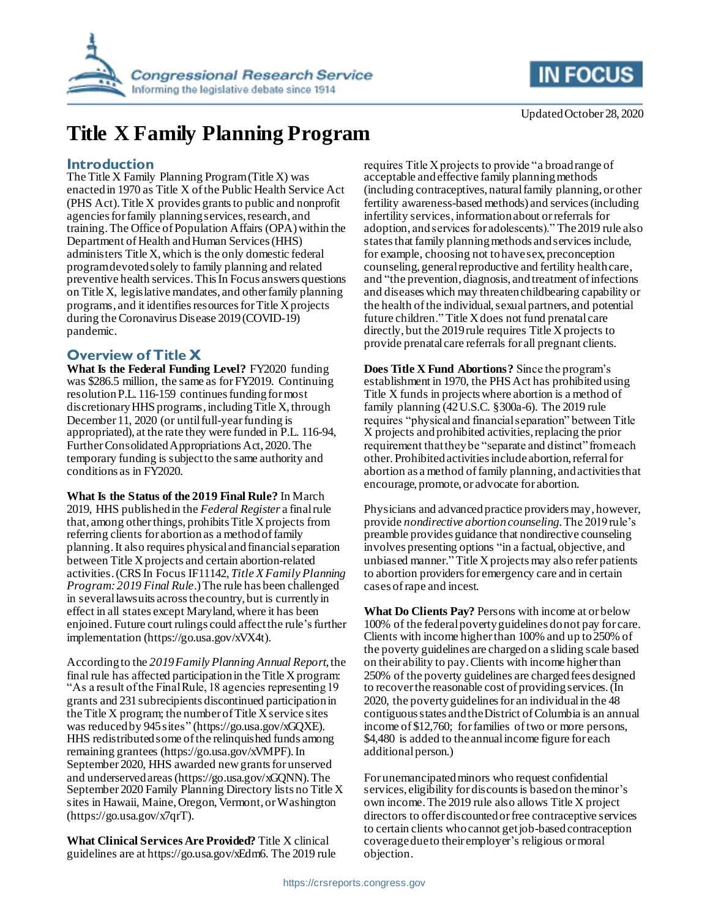Updated October 28, 2020

# Title X Family Planning Program

## Introduction

The Title X Family Planning Program (Title X) was enacted in 1970 as Title X of the Public Health Service Act (PHS Act). Title X provides grants to public and nonprofit agencies for family planning services, research, and training. The Office of Population Affairs (OPA) within the Department of Health and Human Services (HHS) administers Title X, which is the only domestic federal program devoted solely to family planning and related preventive health services. This In Focus answers questions on Title X, legislative mandates, and other family planning programs, and it identifies resources for Title X projects during the Coronavirus Disease 2019 (COVID-19) pandemic.

## Overview of Title X

**What Is the Federal Funding Level?** FY2020 funding was $286.5 million, the same as for FY2019. Continuing resolution P.L. 116-159 continues funding for most discretionary HHS programs, including Title X, through December 11, 2020 (or until full-year funding is appropriated), at the rate they were funded in P.L. 116-94, Further Consolidated Appropriations Act, 2020. The temporary funding is subject to the same authority and conditions as in FY2020.

**What Is the Status of the 2019 Final Rule?** In March 2019, HHS published in the *Federal Register* a final rule that, among other things, prohibits Title X projects from referring clients for abortion as a method of family planning. It also requires physical and financial separation between Title X projects and certain abortion-related activities. (CRS In Focus IF11142, *Title X Family Planning Program: 2019 Final Rule*.) The rule has been challenged in several lawsuits across the country, but is currently in effect in all states except Maryland, where it has been enjoined. Future court rulings could affect the rule's further implementation (https://go.usa.gov/xVX4t).

According to the *2019 Family Planning Annual Report*, the final rule has affected participation in the Title X program: "As a result of the Final Rule, 18 agencies representing 19 grants and 231 subrecipients discontinued participation in the Title X program; the number of Title X service sites was reduced by 945 sites" (https://go.usa.gov/xGQXE). HHS redistributed some of the relinquished funds among remaining grantees (https://go.usa.gov/xVMPF). In September 2020, HHS awarded new grants for unserved and underserved areas (https://go.usa.gov/xGQNN). The September 2020 Family Planning Directory lists no Title X sites in Hawaii, Maine, Oregon, Vermont, or Washington (https://go.usa.gov/x7qrT).

**What Clinical Services Are Provided?** Title X clinical guidelines are at https://go.usa.gov/xEdm6. The 2019 rule requires Title X projects to provide "a broad range of acceptable and effective family planning methods (including contraceptives, natural family planning, or other fertility awareness-based methods) and services (including infertility services, information about or referrals for adoption, and services for adolescents)." The 2019 rule also states that family planning methods and services include, for example, choosing not to have sex, preconception counseling, general reproductive and fertility health care, and "the prevention, diagnosis, and treatment of infections and diseases which may threaten childbearing capability or the health of the individual, sexual partners, and potential future children." Title X does not fund prenatal care directly, but the 2019 rule requires Title X projects to provide prenatal care referrals for all pregnant clients.

**Does Title X Fund Abortions?** Since the program's establishment in 1970, the PHS Act has prohibited using Title X funds in projects where abortion is a method of family planning (42 U.S.C. §300a-6). The 2019 rule requires "physical and financial separation" between Title X projects and prohibited activities, replacing the prior requirement that they be "separate and distinct" from each other. Prohibited activities include abortion, referral for abortion as a method of family planning, and activities that encourage, promote, or advocate for abortion.

Physicians and advanced practice providers may, however, provide *nondirective abortion counseling*. The 2019 rule's preamble provides guidance that nondirective counseling involves presenting options "in a factual, objective, and unbiased manner." Title X projects may also refer patients to abortion providers for emergency care and in certain cases of rape and incest.

**What Do Clients Pay?** Persons with income at or below 100% of the federal poverty guidelines do not pay for care. Clients with income higher than 100% and up to 250% of the poverty guidelines are charged on a sliding scale based on their ability to pay. Clients with income higher than 250% of the poverty guidelines are charged fees designed to recover the reasonable cost of providing services. (In 2020, the poverty guidelines for an individual in the 48 contiguous states and the District of Columbia is an annual income of $12,760; for families of two or more persons, $4,480 is added to the annual income figure for each additional person.)

For unemancipated minors who request confidential services, eligibility for discounts is based on the minor's own income. The 2019 rule also allows Title X project directors to offer discounted or free contraceptive services to certain clients who cannot get job-based contraception coverage due to their employer's religious or moral objection.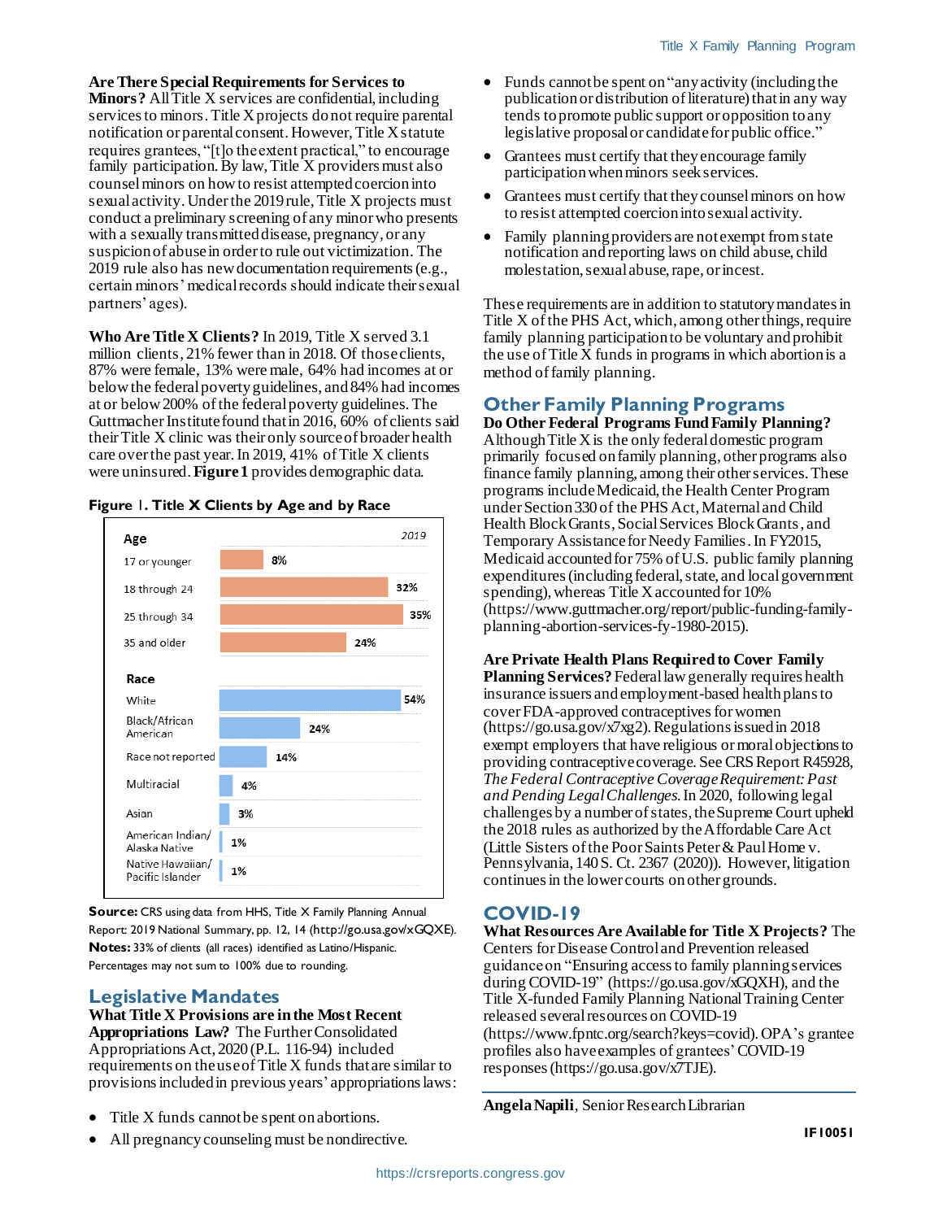**Are There Special Requirements for Services to Minors?** All Title X services are confidential, including services to minors. Title X projects do not require parental notification or parental consent. However, Title X statute requires grantees, "[t]o the extent practical," to encourage family participation. By law, Title X providers must also counsel minors on how to resist attempted coercion into sexual activity. Under the 2019 rule, Title X projects must conduct a preliminary screening of any minor who presents with a sexually transmitted disease, pregnancy, or any suspicion of abuse in order to rule out victimization. The 2019 rule also has new documentation requirements (e.g., certain minors' medical records should indicate their sexual partners' ages).

**Who Are Title X Clients?** In 2019, Title X served 3.1 million clients, 21% fewer than in 2018. Of those clients, 87% were female, 13% were male, 64% had incomes at or below the federal poverty guidelines, and 84% had incomes at or below 200% of the federal poverty guidelines. The Guttmacher Institute found that in 2016, 60% of clients said their Title X clinic was their only source of broader health care over the past year. In 2019, 41% of Title X clients were uninsured. **Figure 1** provides demographic data.

**Figure 1. Title X Clients by Age and by Race**

| Age | 2019 |
| --- | --- |
| 17 or younger | 8% |
| 18 through 24 | 32% |
| 25 through 34 | 35% |
| 35 and older | 24% |

| Race | 2019 |
| --- | --- |
| White | 54% |
| Black/African American | 24% |
| Race not reported | 14% |
| Multiracial | 4% |
| Asian | 3% |
| American Indian/ Alaska Native | 1% |
| Native Hawaiian/ Pacific Islander | 1% |

**Source:** CRS using data from HHS, Title X Family Planning Annual Report: 2019 National Summary, pp. 12, 14 (http://go.usa.gov/xGQXE).
**Notes:** 33% of clients (all races) identified as Latino/Hispanic. Percentages may not sum to 100% due to rounding.

## Legislative Mandates

**What Title X Provisions are in the Most Recent Appropriations Law?** The Further Consolidated Appropriations Act, 2020 (P.L. 116-94) included requirements on the use of Title X funds that are similar to provisions included in previous years' appropriations laws:

- Title X funds cannot be spent on abortions.
- All pregnancy counseling must be nondirective.
- Funds cannot be spent on "any activity (including the publication or distribution of literature) that in any way tends to promote public support or opposition to any legislative proposal or candidate for public office."
- Grantees must certify that they encourage family participation when minors seek services.
- Grantees must certify that they counsel minors on how to resist attempted coercion into sexual activity.
- Family planning providers are not exempt from state notification and reporting laws on child abuse, child molestation, sexual abuse, rape, or incest.

These requirements are in addition to statutory mandates in Title X of the PHS Act, which, among other things, require family planning participation to be voluntary and prohibit the use of Title X funds in programs in which abortion is a method of family planning.

## Other Family Planning Programs

**Do Other Federal Programs Fund Family Planning?** Although Title X is the only federal domestic program primarily focused on family planning, other programs also finance family planning, among their other services. These programs include Medicaid, the Health Center Program under Section 330 of the PHS Act, Maternal and Child Health Block Grants, Social Services Block Grants, and Temporary Assistance for Needy Families. In FY2015, Medicaid accounted for 75% of U.S. public family planning expenditures (including federal, state, and local government spending), whereas Title X accounted for 10% (https://www.guttmacher.org/report/public-funding-family-planning-abortion-services-fy-1980-2015).

**Are Private Health Plans Required to Cover Family Planning Services?** Federal law generally requires health insurance issuers and employment-based health plans to cover FDA-approved contraceptives for women (https://go.usa.gov/x7xg2). Regulations issued in 2018 exempt employers that have religious or moral objections to providing contraceptive coverage. See CRS Report R45928, *The Federal Contraceptive Coverage Requirement: Past and Pending Legal Challenges.* In 2020, following legal challenges by a number of states, the Supreme Court upheld the 2018 rules as authorized by the Affordable Care Act (Little Sisters of the Poor Saints Peter & Paul Home v. Pennsylvania, 140 S. Ct. 2367 (2020)). However, litigation continues in the lower courts on other grounds.

## COVID-19

**What Resources Are Available for Title X Projects?** The Centers for Disease Control and Prevention released guidance on "Ensuring access to family planning services during COVID-19" (https://go.usa.gov/xGQXH), and the Title X-funded Family Planning National Training Center released several resources on COVID-19 (https://www.fpntc.org/search?keys=covid). OPA's grantee profiles also have examples of grantees' COVID-19 responses (https://go.usa.gov/x7TJE).

**Angela Napili**, Senior Research Librarian

IF10051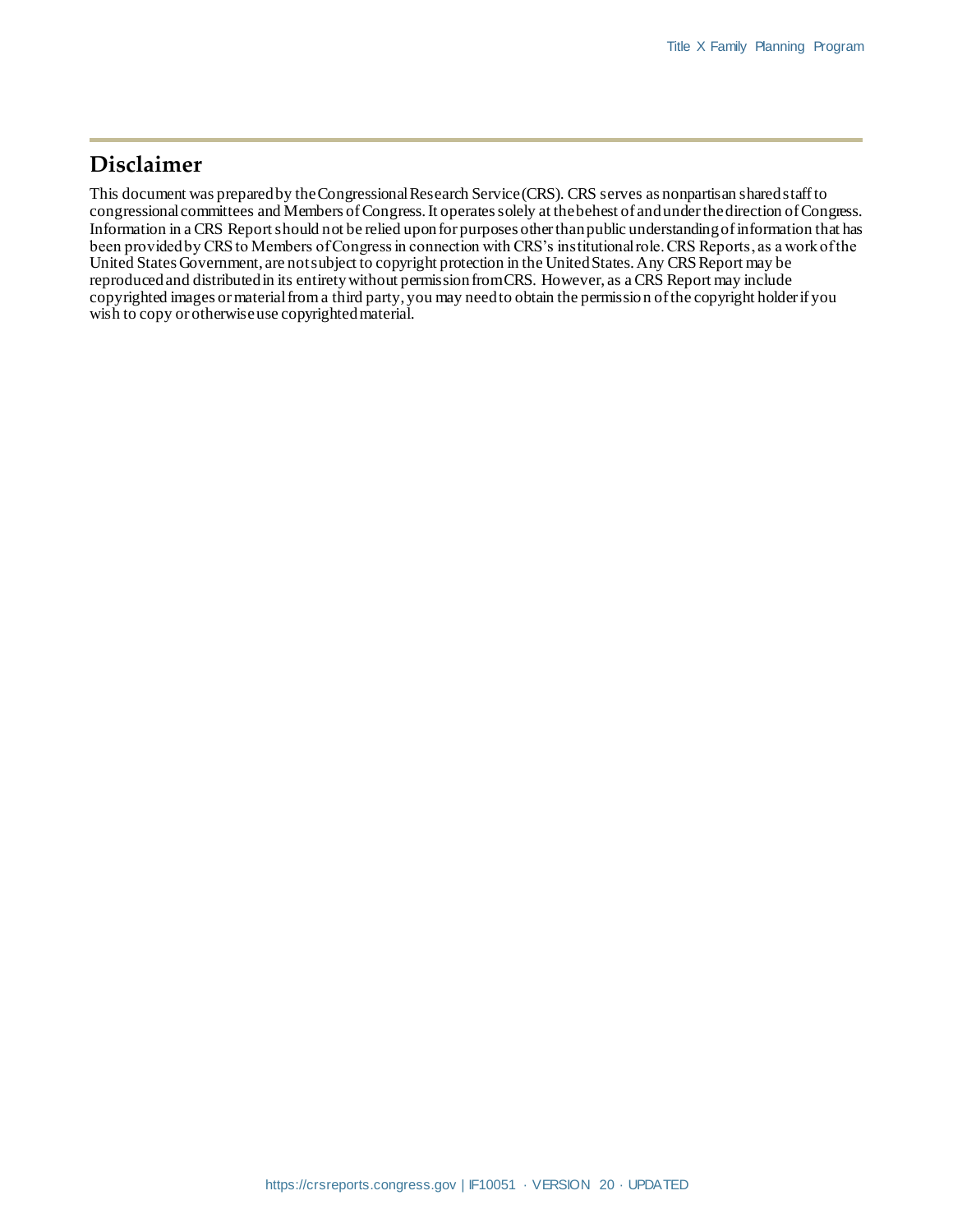## Disclaimer

This document was prepared by the Congressional Research Service (CRS). CRS serves as nonpartisan shared staff to congressional committees and Members of Congress. It operates solely at the behest of and under the direction of Congress. Information in a CRS Report should not be relied upon for purposes other than public understanding of information that has been provided by CRS to Members of Congress in connection with CRS's institutional role. CRS Reports, as a work of the United States Government, are not subject to copyright protection in the United States. Any CRS Report may be reproduced and distributed in its entirety without permission from CRS. However, as a CRS Report may include copyrighted images or material from a third party, you may need to obtain the permission of the copyright holder if you wish to copy or otherwise use copyrighted material.